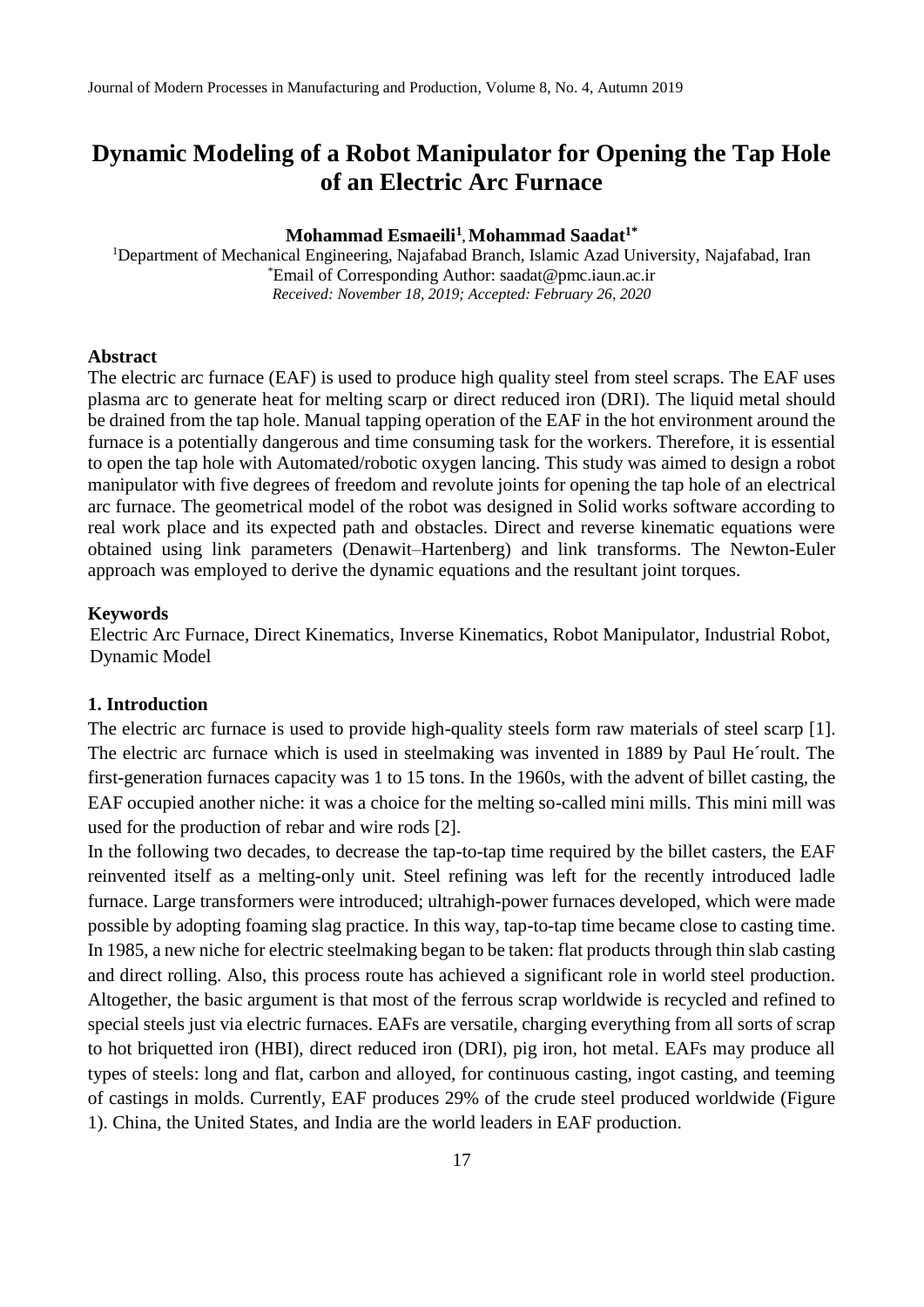# Dynamic Modeling of a Robot Manipulator for Opening the Tap Hole of an Electric Arc Furnace

**Mohammad Esmaeili[1], Mohammad Saadat[1*]**

[1]Department of Mechanical Engineering, Najafabad Branch, Islamic Azad University, Najafabad, Iran
[*]Email of Corresponding Author: saadat@pmc.iaun.ac.ir
*Received: November 18, 2019; Accepted: February 26, 2020*

## Abstract

The electric arc furnace (EAF) is used to produce high quality steel from steel scraps. The EAF uses plasma arc to generate heat for melting scarp or direct reduced iron (DRI). The liquid metal should be drained from the tap hole. Manual tapping operation of the EAF in the hot environment around the furnace is a potentially dangerous and time consuming task for the workers. Therefore, it is essential to open the tap hole with Automated/robotic oxygen lancing. This study was aimed to design a robot manipulator with five degrees of freedom and revolute joints for opening the tap hole of an electrical arc furnace. The geometrical model of the robot was designed in Solid works software according to real work place and its expected path and obstacles. Direct and reverse kinematic equations were obtained using link parameters (Denawit–Hartenberg) and link transforms. The Newton-Euler approach was employed to derive the dynamic equations and the resultant joint torques.

## Keywords

Electric Arc Furnace, Direct Kinematics, Inverse Kinematics, Robot Manipulator, Industrial Robot, Dynamic Model

## 1. Introduction

The electric arc furnace is used to provide high-quality steels form raw materials of steel scarp [1]. The electric arc furnace which is used in steelmaking was invented in 1889 by Paul He´roult. The first-generation furnaces capacity was 1 to 15 tons. In the 1960s, with the advent of billet casting, the EAF occupied another niche: it was a choice for the melting so-called mini mills. This mini mill was used for the production of rebar and wire rods [2].

In the following two decades, to decrease the tap-to-tap time required by the billet casters, the EAF reinvented itself as a melting-only unit. Steel refining was left for the recently introduced ladle furnace. Large transformers were introduced; ultrahigh-power furnaces developed, which were made possible by adopting foaming slag practice. In this way, tap-to-tap time became close to casting time. In 1985, a new niche for electric steelmaking began to be taken: flat products through thin slab casting and direct rolling. Also, this process route has achieved a significant role in world steel production. Altogether, the basic argument is that most of the ferrous scrap worldwide is recycled and refined to special steels just via electric furnaces. EAFs are versatile, charging everything from all sorts of scrap to hot briquetted iron (HBI), direct reduced iron (DRI), pig iron, hot metal. EAFs may produce all types of steels: long and flat, carbon and alloyed, for continuous casting, ingot casting, and teeming of castings in molds. Currently, EAF produces 29% of the crude steel produced worldwide (Figure 1). China, the United States, and India are the world leaders in EAF production.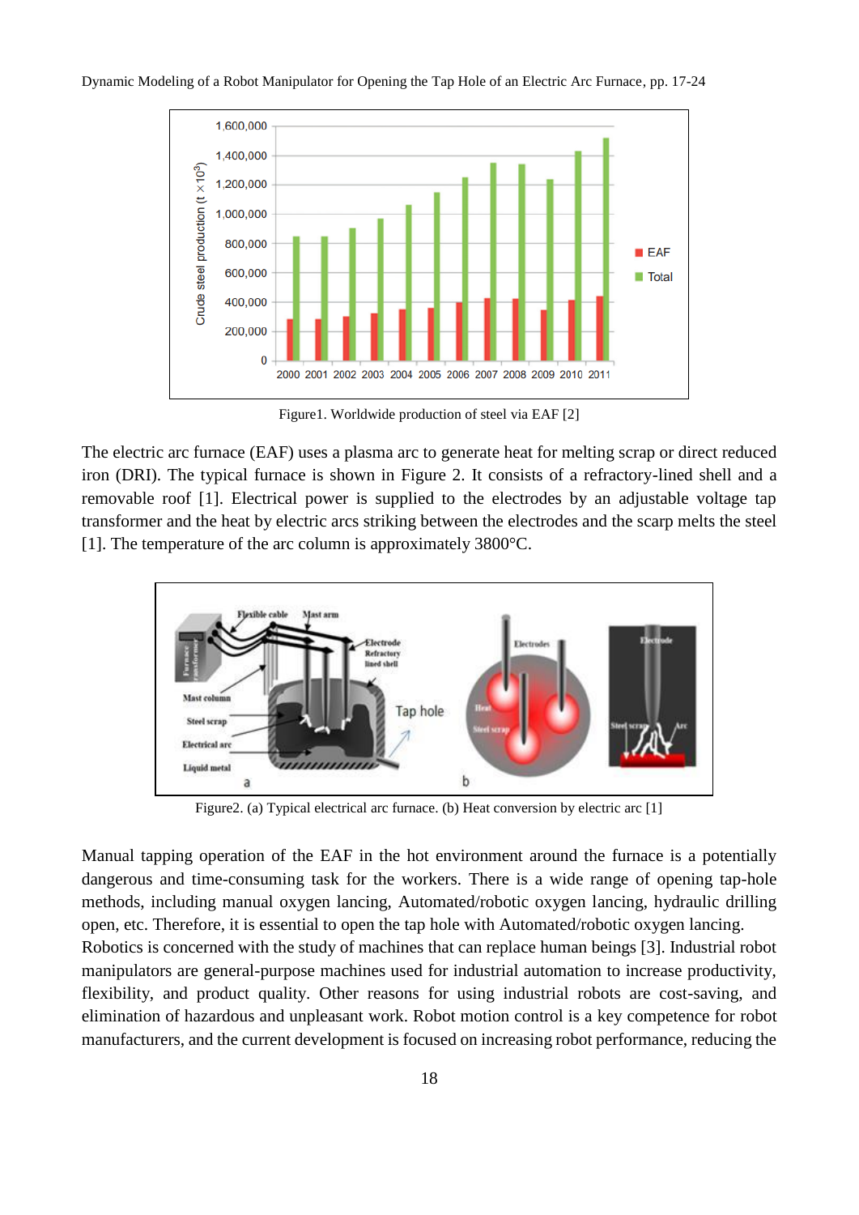Figure1. Worldwide production of steel via EAF [2]

The electric arc furnace (EAF) uses a plasma arc to generate heat for melting scrap or direct reduced iron (DRI). The typical furnace is shown in Figure 2. It consists of a refractory-lined shell and a removable roof [1]. Electrical power is supplied to the electrodes by an adjustable voltage tap transformer and the heat by electric arcs striking between the electrodes and the scarp melts the steel [1]. The temperature of the arc column is approximately 3800°C.

Figure2. (a) Typical electrical arc furnace. (b) Heat conversion by electric arc [1]

Manual tapping operation of the EAF in the hot environment around the furnace is a potentially dangerous and time-consuming task for the workers. There is a wide range of opening tap-hole methods, including manual oxygen lancing, Automated/robotic oxygen lancing, hydraulic drilling open, etc. Therefore, it is essential to open the tap hole with Automated/robotic oxygen lancing.

Robotics is concerned with the study of machines that can replace human beings [3]. Industrial robot manipulators are general-purpose machines used for industrial automation to increase productivity, flexibility, and product quality. Other reasons for using industrial robots are cost-saving, and elimination of hazardous and unpleasant work. Robot motion control is a key competence for robot manufacturers, and the current development is focused on increasing robot performance, reducing the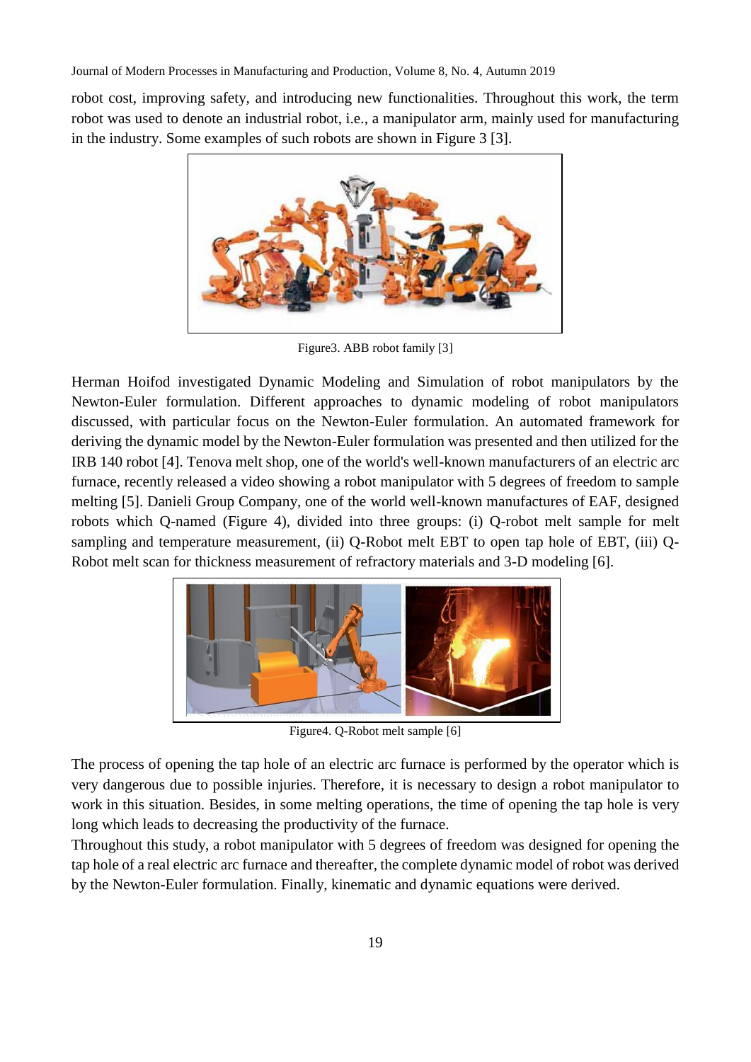robot cost, improving safety, and introducing new functionalities. Throughout this work, the term robot was used to denote an industrial robot, i.e., a manipulator arm, mainly used for manufacturing in the industry. Some examples of such robots are shown in Figure 3 [3].

Figure3. ABB robot family [3]

Herman Hoifod investigated Dynamic Modeling and Simulation of robot manipulators by the Newton-Euler formulation. Different approaches to dynamic modeling of robot manipulators discussed, with particular focus on the Newton-Euler formulation. An automated framework for deriving the dynamic model by the Newton-Euler formulation was presented and then utilized for the IRB 140 robot [4]. Tenova melt shop, one of the world's well-known manufacturers of an electric arc furnace, recently released a video showing a robot manipulator with 5 degrees of freedom to sample melting [5]. Danieli Group Company, one of the world well-known manufactures of EAF, designed robots which Q-named (Figure 4), divided into three groups: (i) Q-robot melt sample for melt sampling and temperature measurement, (ii) Q-Robot melt EBT to open tap hole of EBT, (iii) Q-Robot melt scan for thickness measurement of refractory materials and 3-D modeling [6].

Figure4. Q-Robot melt sample [6]

The process of opening the tap hole of an electric arc furnace is performed by the operator which is very dangerous due to possible injuries. Therefore, it is necessary to design a robot manipulator to work in this situation. Besides, in some melting operations, the time of opening the tap hole is very long which leads to decreasing the productivity of the furnace.

Throughout this study, a robot manipulator with 5 degrees of freedom was designed for opening the tap hole of a real electric arc furnace and thereafter, the complete dynamic model of robot was derived by the Newton-Euler formulation. Finally, kinematic and dynamic equations were derived.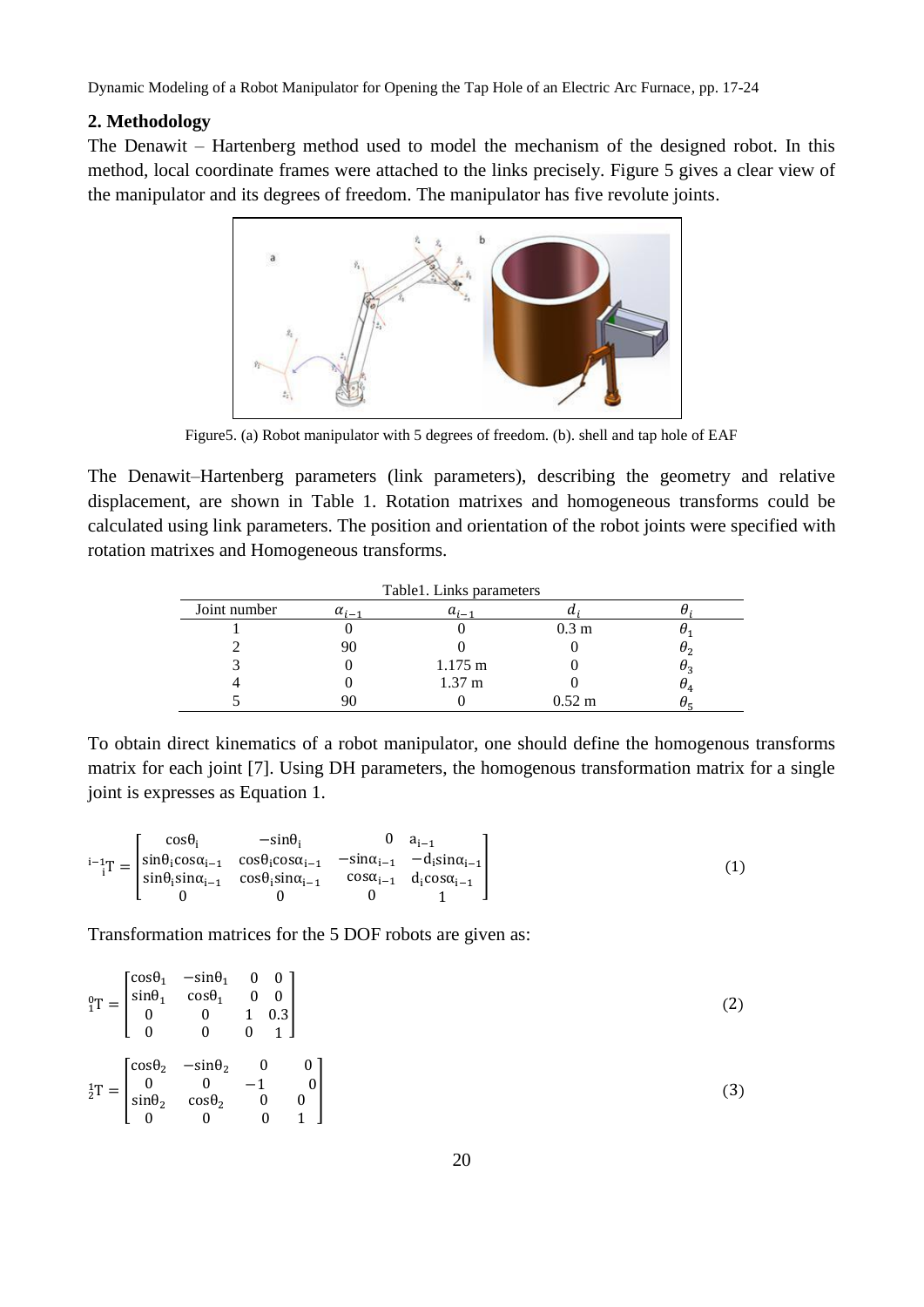## 2. Methodology

The Denawit – Hartenberg method used to model the mechanism of the designed robot. In this method, local coordinate frames were attached to the links precisely. Figure 5 gives a clear view of the manipulator and its degrees of freedom. The manipulator has five revolute joints.

Figure5. (a) Robot manipulator with 5 degrees of freedom. (b). shell and tap hole of EAF

The Denawit–Hartenberg parameters (link parameters), describing the geometry and relative displacement, are shown in Table 1. Rotation matrixes and homogeneous transforms could be calculated using link parameters. The position and orientation of the robot joints were specified with rotation matrixes and Homogeneous transforms.

Table1. Links parameters

| Joint number | $\alpha_{i-1}$ | $a_{i-1}$ | $d_i$ | $\theta_i$ |
|---|---|---|---|---|
| 1 | 0 | 0 | 0.3 m | $\theta_1$ |
| 2 | 90 | 0 | 0 | $\theta_2$ |
| 3 | 0 | 1.175 m | 0 | $\theta_3$ |
| 4 | 0 | 1.37 m | 0 | $\theta_4$ |
| 5 | 90 | 0 | 0.52 m | $\theta_5$ |

To obtain direct kinematics of a robot manipulator, one should define the homogenous transforms matrix for each joint [7]. Using DH parameters, the homogenous transformation matrix for a single joint is expresses as Equation 1.

$$
{}^{i-1}_{\ \ i}T = \begin{bmatrix} \cos\theta_i & -\sin\theta_i & 0 & a_{i-1} \\ \sin\theta_i\cos\alpha_{i-1} & \cos\theta_i\cos\alpha_{i-1} & -\sin\alpha_{i-1} & -d_i\sin\alpha_{i-1} \\ \sin\theta_i\sin\alpha_{i-1} & \cos\theta_i\sin\alpha_{i-1} & \cos\alpha_{i-1} & d_i\cos\alpha_{i-1} \\ 0 & 0 & 0 & 1 \end{bmatrix} \tag{1}
$$

Transformation matrices for the 5 DOF robots are given as:

$$
{}^{0}_{1}T = \begin{bmatrix} \cos\theta_1 & -\sin\theta_1 & 0 & 0 \\ \sin\theta_1 & \cos\theta_1 & 0 & 0 \\ 0 & 0 & 1 & 0.3 \\ 0 & 0 & 0 & 1 \end{bmatrix} \tag{2}
$$

$$
{}^{1}_{2}T = \begin{bmatrix} \cos\theta_2 & -\sin\theta_2 & 0 & 0 \\ 0 & 0 & -1 & 0 \\ \sin\theta_2 & \cos\theta_2 & 0 & 0 \\ 0 & 0 & 0 & 1 \end{bmatrix} \tag{3}
$$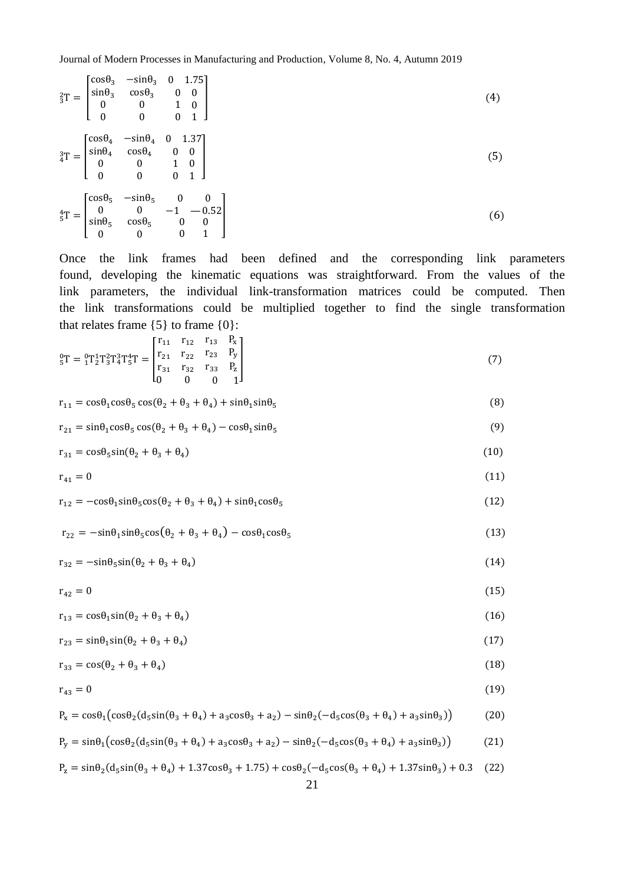$$ {}^{2}_{3}T = \begin{bmatrix} \cos\theta_3 & -\sin\theta_3 & 0 & 1.75 \\ \sin\theta_3 & \cos\theta_3 & 0 & 0 \\ 0 & 0 & 1 & 0 \\ 0 & 0 & 0 & 1 \end{bmatrix} \tag{4} $$

$$ {}^{3}_{4}T = \begin{bmatrix} \cos\theta_4 & -\sin\theta_4 & 0 & 1.37 \\ \sin\theta_4 & \cos\theta_4 & 0 & 0 \\ 0 & 0 & 1 & 0 \\ 0 & 0 & 0 & 1 \end{bmatrix} \tag{5} $$

$$ {}^{4}_{5}T = \begin{bmatrix} \cos\theta_5 & -\sin\theta_5 & 0 & 0 \\ 0 & 0 & -1 & -0.52 \\ \sin\theta_5 & \cos\theta_5 & 0 & 0 \\ 0 & 0 & 0 & 1 \end{bmatrix} \tag{6} $$

Once the link frames had been defined and the corresponding link parameters found, developing the kinematic equations was straightforward. From the values of the link parameters, the individual link-transformation matrices could be computed. Then the link transformations could be multiplied together to find the single transformation that relates frame {5} to frame {0}:

$$ {}^{0}_{5}T = {}^{0}_{1}T\,{}^{1}_{2}T\,{}^{2}_{3}T\,{}^{3}_{4}T\,{}^{4}_{5}T = \begin{bmatrix} r_{11} & r_{12} & r_{13} & P_x \\ r_{21} & r_{22} & r_{23} & P_y \\ r_{31} & r_{32} & r_{33} & P_z \\ 0 & 0 & 0 & 1 \end{bmatrix} \tag{7} $$

$$ r_{11} = \cos\theta_1\cos\theta_5\cos(\theta_2+\theta_3+\theta_4) + \sin\theta_1\sin\theta_5 \tag{8} $$

$$ r_{21} = \sin\theta_1\cos\theta_5\cos(\theta_2+\theta_3+\theta_4) - \cos\theta_1\sin\theta_5 \tag{9} $$

$$ r_{31} = \cos\theta_5\sin(\theta_2+\theta_3+\theta_4) \tag{10} $$

$$ r_{41} = 0 \tag{11} $$

$$ r_{12} = -\cos\theta_1\sin\theta_5\cos(\theta_2+\theta_3+\theta_4) + \sin\theta_1\cos\theta_5 \tag{12} $$

$$ r_{22} = -\sin\theta_1\sin\theta_5\cos(\theta_2+\theta_3+\theta_4) - \cos\theta_1\cos\theta_5 \tag{13} $$

$$ r_{32} = -\sin\theta_5\sin(\theta_2+\theta_3+\theta_4) \tag{14} $$

$$ r_{42} = 0 \tag{15} $$

$$ r_{13} = \cos\theta_1\sin(\theta_2+\theta_3+\theta_4) \tag{16} $$

$$ r_{23} = \sin\theta_1\sin(\theta_2+\theta_3+\theta_4) \tag{17} $$

$$ r_{33} = \cos(\theta_2+\theta_3+\theta_4) \tag{18} $$

$$ r_{43} = 0 \tag{19} $$

$$ P_x = \cos\theta_1\big(\cos\theta_2(d_5\sin(\theta_3+\theta_4) + a_3\cos\theta_3 + a_2) - \sin\theta_2(-d_5\cos(\theta_3+\theta_4) + a_3\sin\theta_3)\big) \tag{20} $$

$$ P_y = \sin\theta_1\big(\cos\theta_2(d_5\sin(\theta_3+\theta_4) + a_3\cos\theta_3 + a_2) - \sin\theta_2(-d_5\cos(\theta_3+\theta_4) + a_3\sin\theta_3)\big) \tag{21} $$

$$ P_z = \sin\theta_2(d_5\sin(\theta_3+\theta_4) + 1.37\cos\theta_3 + 1.75) + \cos\theta_2(-d_5\cos(\theta_3+\theta_4) + 1.37\sin\theta_3) + 0.3 \tag{22} $$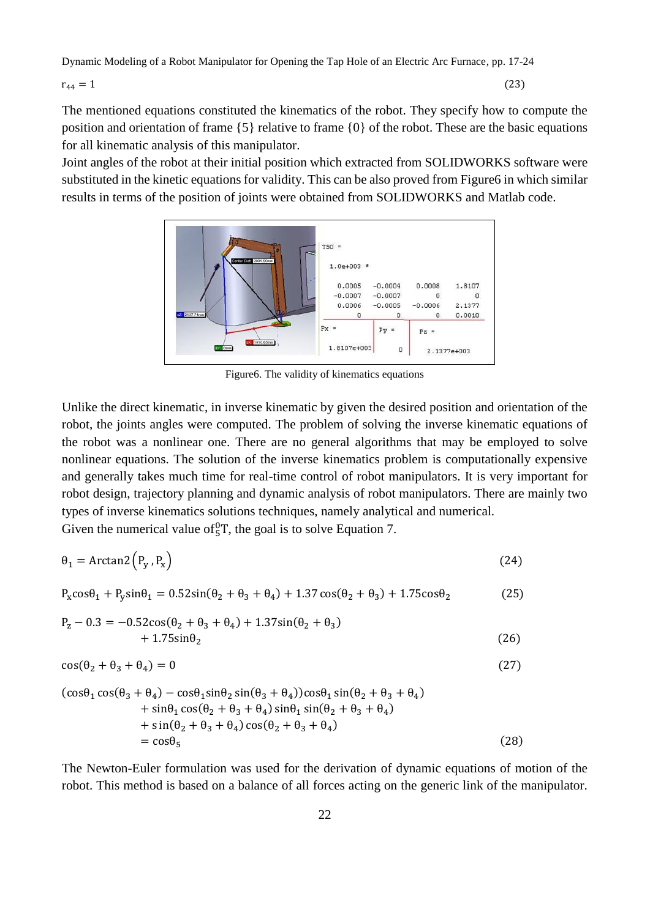$$r_{44} = 1 \tag{23}$$

The mentioned equations constituted the kinematics of the robot. They specify how to compute the position and orientation of frame {5} relative to frame {0} of the robot. These are the basic equations for all kinematic analysis of this manipulator.

Joint angles of the robot at their initial position which extracted from SOLIDWORKS software were substituted in the kinetic equations for validity. This can be also proved from Figure6 in which similar results in terms of the position of joints were obtained from SOLIDWORKS and Matlab code.

Figure6. The validity of kinematics equations

Unlike the direct kinematic, in inverse kinematic by given the desired position and orientation of the robot, the joints angles were computed. The problem of solving the inverse kinematic equations of the robot was a nonlinear one. There are no general algorithms that may be employed to solve nonlinear equations. The solution of the inverse kinematics problem is computationally expensive and generally takes much time for real-time control of robot manipulators. It is very important for robot design, trajectory planning and dynamic analysis of robot manipulators. There are mainly two types of inverse kinematics solutions techniques, namely analytical and numerical.

Given the numerical value of ${}^{0}_{5}T$, the goal is to solve Equation 7.

$$\theta_1 = \text{Arctan2}\left(P_y, P_x\right) \tag{24}$$

$$P_x\cos\theta_1 + P_y\sin\theta_1 = 0.52\sin(\theta_2+\theta_3+\theta_4) + 1.37\cos(\theta_2+\theta_3) + 1.75\cos\theta_2 \tag{25}$$

$$P_z - 0.3 = -0.52\cos(\theta_2+\theta_3+\theta_4) + 1.37\sin(\theta_2+\theta_3) + 1.75\sin\theta_2 \tag{26}$$

$$\cos(\theta_2+\theta_3+\theta_4) = 0 \tag{27}$$

$$\begin{aligned}(\cos\theta_1\cos(\theta_3+\theta_4) - \cos\theta_1\sin\theta_2\sin(\theta_3+\theta_4))\cos\theta_1\sin(\theta_2+\theta_3+\theta_4) \\ + \sin\theta_1\cos(\theta_2+\theta_3+\theta_4)\sin\theta_1\sin(\theta_2+\theta_3+\theta_4) \\ + \sin(\theta_2+\theta_3+\theta_4)\cos(\theta_2+\theta_3+\theta_4) \\ = \cos\theta_5\end{aligned} \tag{28}$$

The Newton-Euler formulation was used for the derivation of dynamic equations of motion of the robot. This method is based on a balance of all forces acting on the generic link of the manipulator.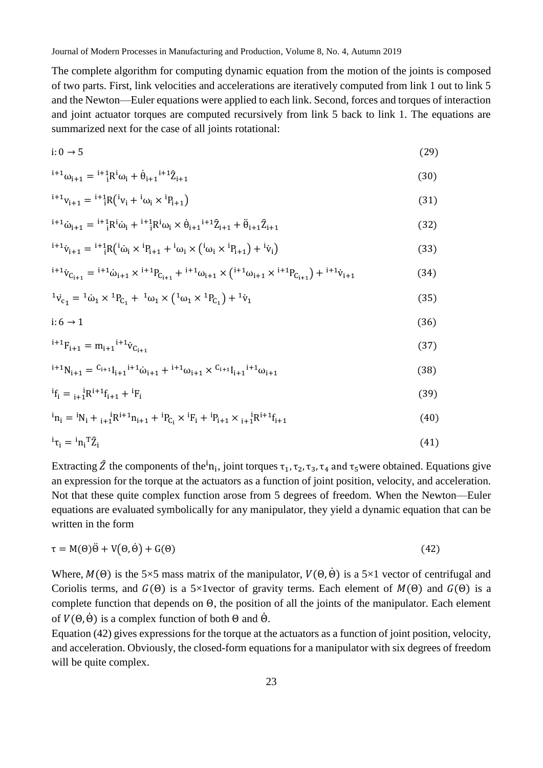The complete algorithm for computing dynamic equation from the motion of the joints is composed of two parts. First, link velocities and accelerations are iteratively computed from link 1 out to link 5 and the Newton—Euler equations were applied to each link. Second, forces and torques of interaction and joint actuator torques are computed recursively from link 5 back to link 1. The equations are summarized next for the case of all joints rotational:

$$\mathrm{i}: 0 \rightarrow 5 \tag{29}$$

$$^{i+1}\omega_{i+1} = {}^{i+1}_{i}R\,{}^{i}\omega_i + \dot{\theta}_{i+1}\,{}^{i+1}\hat{Z}_{i+1} \tag{30}$$

$$^{i+1}v_{i+1} = {}^{i+1}_{i}R\left({}^{i}v_i + {}^{i}\omega_i \times {}^{i}P_{i+1}\right) \tag{31}$$

$$^{i+1}\dot{\omega}_{i+1} = {}^{i+1}_{i}R\,{}^{i}\dot{\omega}_i + {}^{i+1}_{i}R\,{}^{i}\omega_i \times \dot{\theta}_{i+1}\,{}^{i+1}\hat{Z}_{i+1} + \ddot{\theta}_{i+1}\hat{Z}_{i+1} \tag{32}$$

$$^{i+1}\dot{v}_{i+1} = {}^{i+1}_{i}R\left({}^{i}\dot{\omega}_i \times {}^{i}P_{i+1} + {}^{i}\omega_i \times \left({}^{i}\omega_i \times {}^{i}P_{i+1}\right) + {}^{i}\dot{v}_i\right) \tag{33}$$

$$^{i+1}\dot{v}_{C_{i+1}} = {}^{i+1}\dot{\omega}_{i+1} \times {}^{i+1}P_{C_{i+1}} + {}^{i+1}\omega_{i+1} \times \left({}^{i+1}\omega_{i+1} \times {}^{i+1}P_{C_{i+1}}\right) + {}^{i+1}\dot{v}_{i+1} \tag{34}$$

$$^{1}\dot{v}_{c_1} = {}^{1}\dot{\omega}_1 \times {}^{1}P_{C_1} + {}^{1}\omega_1 \times \left({}^{1}\omega_1 \times {}^{1}P_{C_1}\right) + {}^{1}\dot{v}_1 \tag{35}$$

$$\mathrm{i}: 6 \rightarrow 1 \tag{36}$$

$$^{i+1}F_{i+1} = m_{i+1}\,{}^{i+1}\dot{v}_{C_{i+1}} \tag{37}$$

$$^{i+1}N_{i+1} = {}^{C_{i+1}}I_{i+1}\,{}^{i+1}\dot{\omega}_{i+1} + {}^{i+1}\omega_{i+1} \times {}^{C_{i+1}}I_{i+1}\,{}^{i+1}\omega_{i+1} \tag{38}$$

$$^{i}f_i = {}^{i}_{i+1}R\,{}^{i+1}f_{i+1} + {}^{i}F_i \tag{39}$$

$$^{i}n_i = {}^{i}N_i + {}^{i}_{i+1}R\,{}^{i+1}n_{i+1} + {}^{i}P_{C_i} \times {}^{i}F_i + {}^{i}P_{i+1} \times {}^{i}_{i+1}R\,{}^{i+1}f_{i+1} \tag{40}$$

$$^{i}\tau_i = {}^{i}n_i^{\,T}\hat{Z}_i \tag{41}$$

Extracting $\hat{Z}$ the components of the $^{i}n_i$, joint torques $\tau_1, \tau_2, \tau_3, \tau_4$ and $\tau_5$ were obtained. Equations give an expression for the torque at the actuators as a function of joint position, velocity, and acceleration. Not that these quite complex function arose from 5 degrees of freedom. When the Newton—Euler equations are evaluated symbolically for any manipulator, they yield a dynamic equation that can be written in the form

$$\tau = M(\Theta)\ddot{\Theta} + V(\Theta, \dot{\Theta}) + G(\Theta) \tag{42}$$

Where, $M(\Theta)$ is the 5×5 mass matrix of the manipulator, $V(\Theta, \dot{\Theta})$ is a 5×1 vector of centrifugal and Coriolis terms, and $G(\Theta)$ is a 5×1vector of gravity terms. Each element of $M(\Theta)$ and $G(\Theta)$ is a complete function that depends on $\Theta$, the position of all the joints of the manipulator. Each element of $V(\Theta, \dot{\Theta})$ is a complex function of both $\Theta$ and $\dot{\Theta}$.

Equation (42) gives expressions for the torque at the actuators as a function of joint position, velocity, and acceleration. Obviously, the closed-form equations for a manipulator with six degrees of freedom will be quite complex.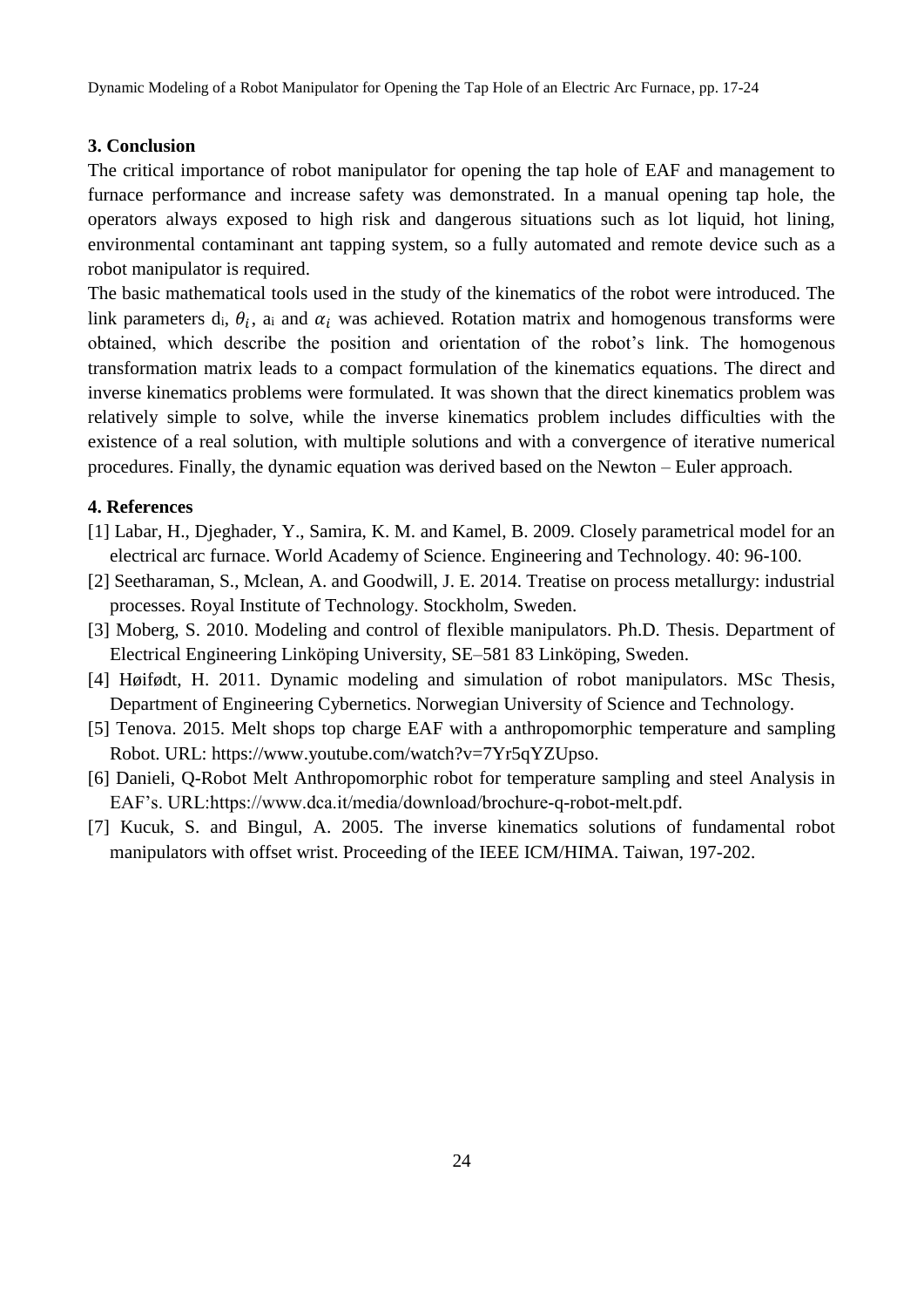## 3. Conclusion

The critical importance of robot manipulator for opening the tap hole of EAF and management to furnace performance and increase safety was demonstrated. In a manual opening tap hole, the operators always exposed to high risk and dangerous situations such as lot liquid, hot lining, environmental contaminant ant tapping system, so a fully automated and remote device such as a robot manipulator is required.

The basic mathematical tools used in the study of the kinematics of the robot were introduced. The link parameters $d_i$, $\theta_i$, $a_i$ and $\alpha_i$ was achieved. Rotation matrix and homogenous transforms were obtained, which describe the position and orientation of the robot's link. The homogenous transformation matrix leads to a compact formulation of the kinematics equations. The direct and inverse kinematics problems were formulated. It was shown that the direct kinematics problem was relatively simple to solve, while the inverse kinematics problem includes difficulties with the existence of a real solution, with multiple solutions and with a convergence of iterative numerical procedures. Finally, the dynamic equation was derived based on the Newton – Euler approach.

## 4. References

[1] Labar, H., Djeghader, Y., Samira, K. M. and Kamel, B. 2009. Closely parametrical model for an electrical arc furnace. World Academy of Science. Engineering and Technology. 40: 96-100.

[2] Seetharaman, S., Mclean, A. and Goodwill, J. E. 2014. Treatise on process metallurgy: industrial processes. Royal Institute of Technology. Stockholm, Sweden.

[3] Moberg, S. 2010. Modeling and control of flexible manipulators. Ph.D. Thesis. Department of Electrical Engineering Linköping University, SE–581 83 Linköping, Sweden.

[4] Høifødt, H. 2011. Dynamic modeling and simulation of robot manipulators. MSc Thesis, Department of Engineering Cybernetics. Norwegian University of Science and Technology.

[5] Tenova. 2015. Melt shops top charge EAF with a anthropomorphic temperature and sampling Robot. URL: https://www.youtube.com/watch?v=7Yr5qYZUpso.

[6] Danieli, Q-Robot Melt Anthropomorphic robot for temperature sampling and steel Analysis in EAF's. URL:https://www.dca.it/media/download/brochure-q-robot-melt.pdf.

[7] Kucuk, S. and Bingul, A. 2005. The inverse kinematics solutions of fundamental robot manipulators with offset wrist. Proceeding of the IEEE ICM/HIMA. Taiwan, 197-202.